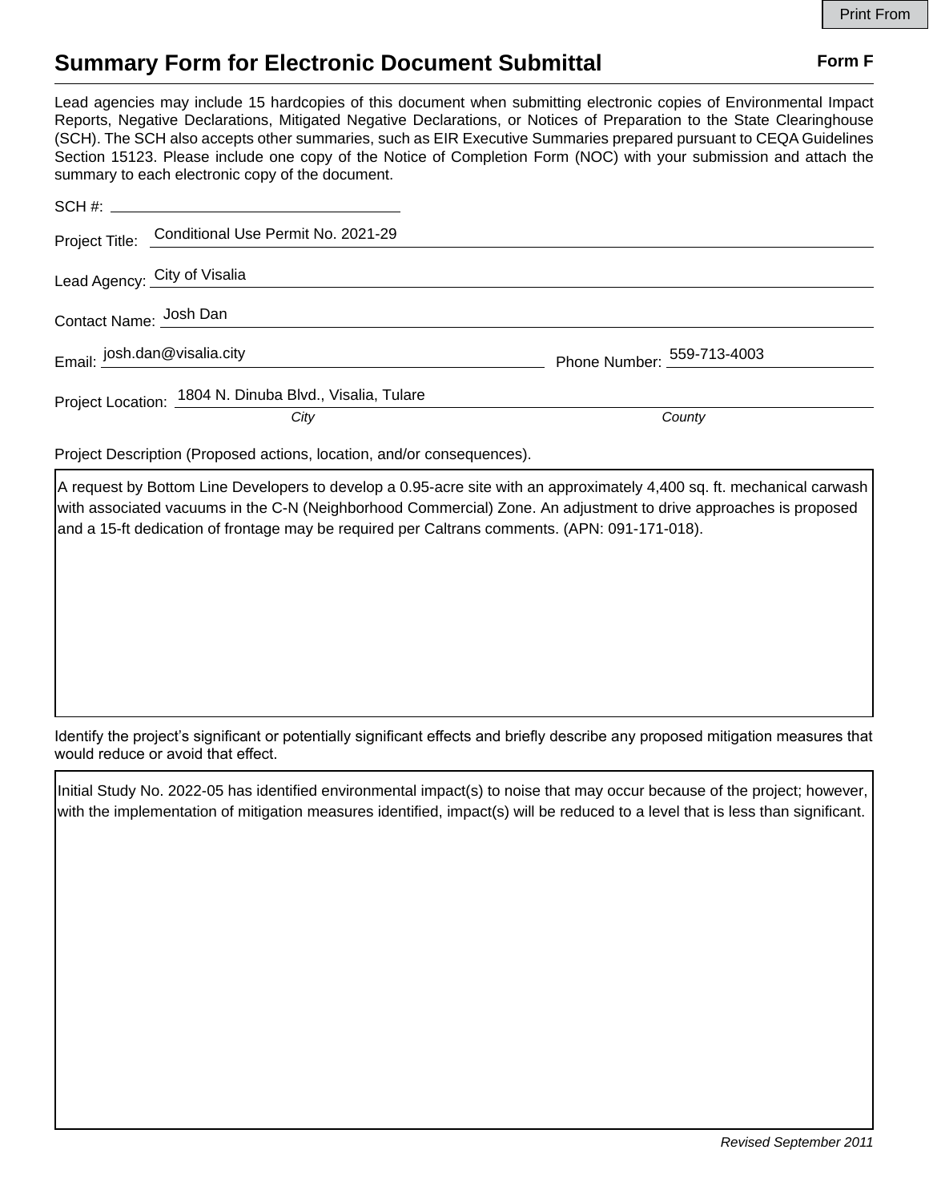# Summary Form for Electronic Document Submittal

**Form F**

Lead agencies may include 15 hardcopies of this document when submitting electronic copies of Environmental Impact Reports, Negative Declarations, Mitigated Negative Declarations, or Notices of Preparation to the State Clearinghouse (SCH). The SCH also accepts other summaries, such as EIR Executive Summaries prepared pursuant to CEQA Guidelines Section 15123. Please include one copy of the Notice of Completion Form (NOC) with your submission and attach the summary to each electronic copy of the document.

SCH #: ______________________

Project Title: Conditional Use Permit No. 2021-29

Lead Agency: City of Visalia

Contact Name: Josh Dan

Email: josh.dan@visalia.city　　Phone Number: 559-713-4003

Project Location: 1804 N. Dinuba Blvd., Visalia, Tulare
*City*　　*County*

Project Description (Proposed actions, location, and/or consequences).

A request by Bottom Line Developers to develop a 0.95-acre site with an approximately 4,400 sq. ft. mechanical carwash with associated vacuums in the C-N (Neighborhood Commercial) Zone. An adjustment to drive approaches is proposed and a 15-ft dedication of frontage may be required per Caltrans comments. (APN: 091-171-018).

Identify the project's significant or potentially significant effects and briefly describe any proposed mitigation measures that would reduce or avoid that effect.

Initial Study No. 2022-05 has identified environmental impact(s) to noise that may occur because of the project; however, with the implementation of mitigation measures identified, impact(s) will be reduced to a level that is less than significant.

*Revised September 2011*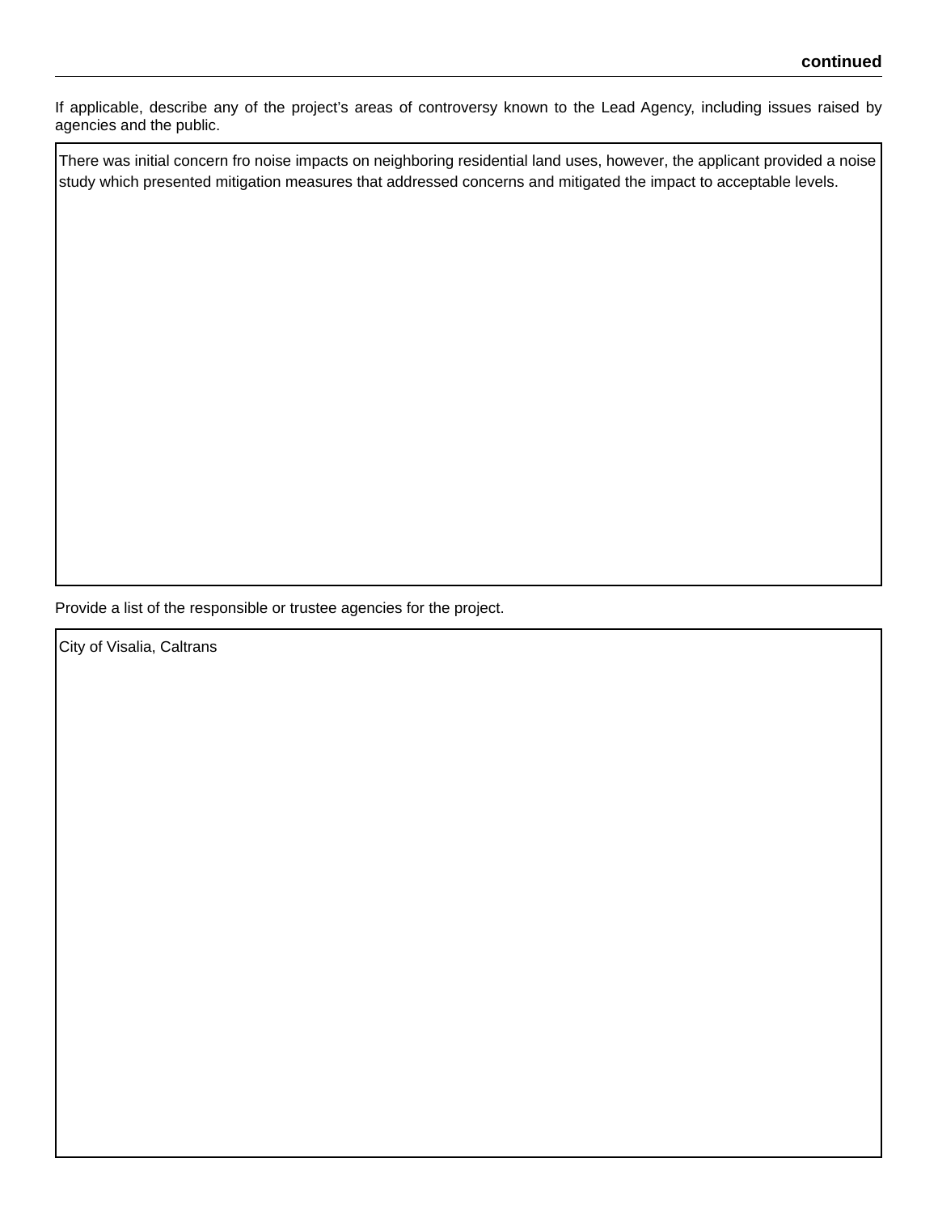**continued**

If applicable, describe any of the project's areas of controversy known to the Lead Agency, including issues raised by agencies and the public.

There was initial concern fro noise impacts on neighboring residential land uses, however, the applicant provided a noise study which presented mitigation measures that addressed concerns and mitigated the impact to acceptable levels.

Provide a list of the responsible or trustee agencies for the project.

City of Visalia, Caltrans